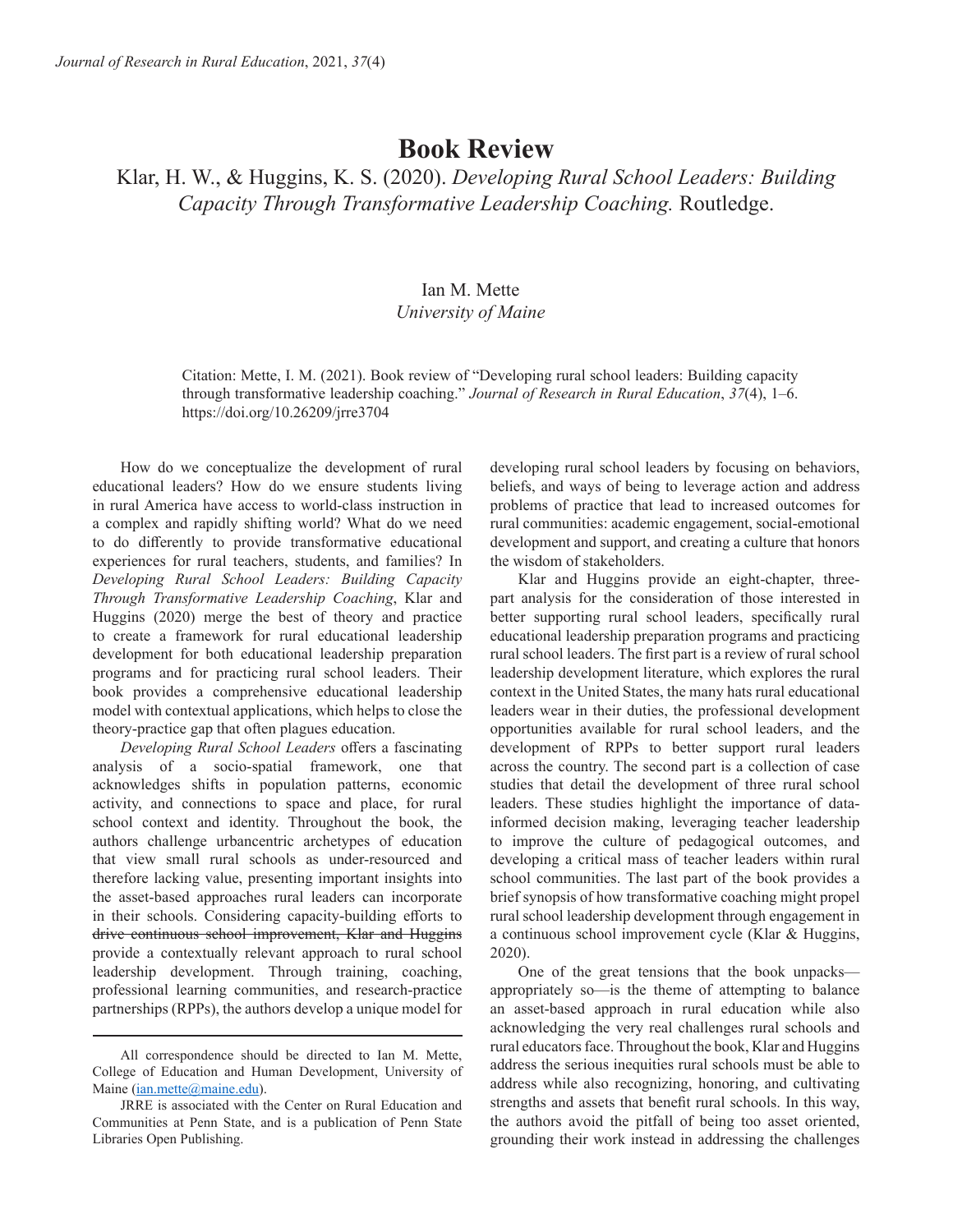# Book Review

Klar, H. W., & Huggins, K. S. (2020). *Developing Rural School Leaders: Building Capacity Through Transformative Leadership Coaching.* Routledge.

Ian M. Mette
*University of Maine*

Citation: Mette, I. M. (2021). Book review of "Developing rural school leaders: Building capacity through transformative leadership coaching." *Journal of Research in Rural Education*, *37*(4), 1–6. https://doi.org/10.26209/jrre3704

How do we conceptualize the development of rural educational leaders? How do we ensure students living in rural America have access to world-class instruction in a complex and rapidly shifting world? What do we need to do differently to provide transformative educational experiences for rural teachers, students, and families? In *Developing Rural School Leaders: Building Capacity Through Transformative Leadership Coaching*, Klar and Huggins (2020) merge the best of theory and practice to create a framework for rural educational leadership development for both educational leadership preparation programs and for practicing rural school leaders. Their book provides a comprehensive educational leadership model with contextual applications, which helps to close the theory-practice gap that often plagues education.

*Developing Rural School Leaders* offers a fascinating analysis of a socio-spatial framework, one that acknowledges shifts in population patterns, economic activity, and connections to space and place, for rural school context and identity. Throughout the book, the authors challenge urbancentric archetypes of education that view small rural schools as under-resourced and therefore lacking value, presenting important insights into the asset-based approaches rural leaders can incorporate in their schools. Considering capacity-building efforts to drive continuous school improvement, Klar and Huggins provide a contextually relevant approach to rural school leadership development. Through training, coaching, professional learning communities, and research-practice partnerships (RPPs), the authors develop a unique model for developing rural school leaders by focusing on behaviors, beliefs, and ways of being to leverage action and address problems of practice that lead to increased outcomes for rural communities: academic engagement, social-emotional development and support, and creating a culture that honors the wisdom of stakeholders.

Klar and Huggins provide an eight-chapter, three-part analysis for the consideration of those interested in better supporting rural school leaders, specifically rural educational leadership preparation programs and practicing rural school leaders. The first part is a review of rural school leadership development literature, which explores the rural context in the United States, the many hats rural educational leaders wear in their duties, the professional development opportunities available for rural school leaders, and the development of RPPs to better support rural leaders across the country. The second part is a collection of case studies that detail the development of three rural school leaders. These studies highlight the importance of data-informed decision making, leveraging teacher leadership to improve the culture of pedagogical outcomes, and developing a critical mass of teacher leaders within rural school communities. The last part of the book provides a brief synopsis of how transformative coaching might propel rural school leadership development through engagement in a continuous school improvement cycle (Klar & Huggins, 2020).

One of the great tensions that the book unpacks—appropriately so—is the theme of attempting to balance an asset-based approach in rural education while also acknowledging the very real challenges rural schools and rural educators face. Throughout the book, Klar and Huggins address the serious inequities rural schools must be able to address while also recognizing, honoring, and cultivating strengths and assets that benefit rural schools. In this way, the authors avoid the pitfall of being too asset oriented, grounding their work instead in addressing the challenges

All correspondence should be directed to Ian M. Mette, College of Education and Human Development, University of Maine (ian.mette@maine.edu).

JRRE is associated with the Center on Rural Education and Communities at Penn State, and is a publication of Penn State Libraries Open Publishing.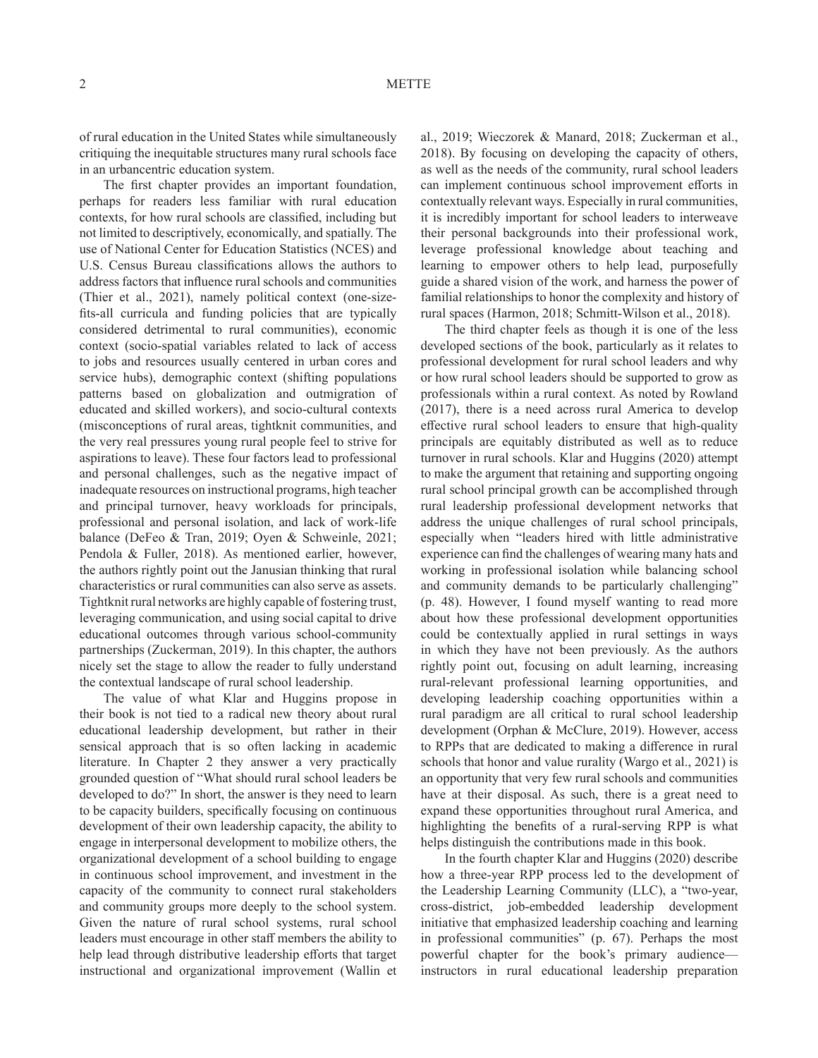of rural education in the United States while simultaneously critiquing the inequitable structures many rural schools face in an urbancentric education system.

The first chapter provides an important foundation, perhaps for readers less familiar with rural education contexts, for how rural schools are classified, including but not limited to descriptively, economically, and spatially. The use of National Center for Education Statistics (NCES) and U.S. Census Bureau classifications allows the authors to address factors that influence rural schools and communities (Thier et al., 2021), namely political context (one-size-fits-all curricula and funding policies that are typically considered detrimental to rural communities), economic context (socio-spatial variables related to lack of access to jobs and resources usually centered in urban cores and service hubs), demographic context (shifting populations patterns based on globalization and outmigration of educated and skilled workers), and socio-cultural contexts (misconceptions of rural areas, tightknit communities, and the very real pressures young rural people feel to strive for aspirations to leave). These four factors lead to professional and personal challenges, such as the negative impact of inadequate resources on instructional programs, high teacher and principal turnover, heavy workloads for principals, professional and personal isolation, and lack of work-life balance (DeFeo & Tran, 2019; Oyen & Schweinle, 2021; Pendola & Fuller, 2018). As mentioned earlier, however, the authors rightly point out the Janusian thinking that rural characteristics or rural communities can also serve as assets. Tightknit rural networks are highly capable of fostering trust, leveraging communication, and using social capital to drive educational outcomes through various school-community partnerships (Zuckerman, 2019). In this chapter, the authors nicely set the stage to allow the reader to fully understand the contextual landscape of rural school leadership.

The value of what Klar and Huggins propose in their book is not tied to a radical new theory about rural educational leadership development, but rather in their sensical approach that is so often lacking in academic literature. In Chapter 2 they answer a very practically grounded question of "What should rural school leaders be developed to do?" In short, the answer is they need to learn to be capacity builders, specifically focusing on continuous development of their own leadership capacity, the ability to engage in interpersonal development to mobilize others, the organizational development of a school building to engage in continuous school improvement, and investment in the capacity of the community to connect rural stakeholders and community groups more deeply to the school system. Given the nature of rural school systems, rural school leaders must encourage in other staff members the ability to help lead through distributive leadership efforts that target instructional and organizational improvement (Wallin et al., 2019; Wieczorek & Manard, 2018; Zuckerman et al., 2018). By focusing on developing the capacity of others, as well as the needs of the community, rural school leaders can implement continuous school improvement efforts in contextually relevant ways. Especially in rural communities, it is incredibly important for school leaders to interweave their personal backgrounds into their professional work, leverage professional knowledge about teaching and learning to empower others to help lead, purposefully guide a shared vision of the work, and harness the power of familial relationships to honor the complexity and history of rural spaces (Harmon, 2018; Schmitt-Wilson et al., 2018).

The third chapter feels as though it is one of the less developed sections of the book, particularly as it relates to professional development for rural school leaders and why or how rural school leaders should be supported to grow as professionals within a rural context. As noted by Rowland (2017), there is a need across rural America to develop effective rural school leaders to ensure that high-quality principals are equitably distributed as well as to reduce turnover in rural schools. Klar and Huggins (2020) attempt to make the argument that retaining and supporting ongoing rural school principal growth can be accomplished through rural leadership professional development networks that address the unique challenges of rural school principals, especially when "leaders hired with little administrative experience can find the challenges of wearing many hats and working in professional isolation while balancing school and community demands to be particularly challenging" (p. 48). However, I found myself wanting to read more about how these professional development opportunities could be contextually applied in rural settings in ways in which they have not been previously. As the authors rightly point out, focusing on adult learning, increasing rural-relevant professional learning opportunities, and developing leadership coaching opportunities within a rural paradigm are all critical to rural school leadership development (Orphan & McClure, 2019). However, access to RPPs that are dedicated to making a difference in rural schools that honor and value rurality (Wargo et al., 2021) is an opportunity that very few rural schools and communities have at their disposal. As such, there is a great need to expand these opportunities throughout rural America, and highlighting the benefits of a rural-serving RPP is what helps distinguish the contributions made in this book.

In the fourth chapter Klar and Huggins (2020) describe how a three-year RPP process led to the development of the Leadership Learning Community (LLC), a "two-year, cross-district, job-embedded leadership development initiative that emphasized leadership coaching and learning in professional communities" (p. 67). Perhaps the most powerful chapter for the book's primary audience—instructors in rural educational leadership preparation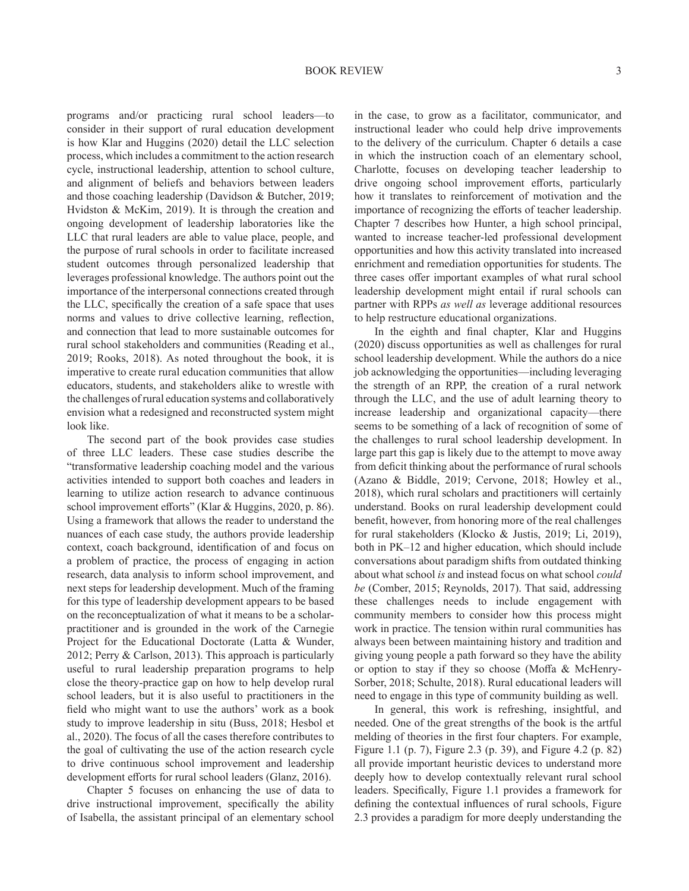programs and/or practicing rural school leaders—to consider in their support of rural education development is how Klar and Huggins (2020) detail the LLC selection process, which includes a commitment to the action research cycle, instructional leadership, attention to school culture, and alignment of beliefs and behaviors between leaders and those coaching leadership (Davidson & Butcher, 2019; Hvidston & McKim, 2019). It is through the creation and ongoing development of leadership laboratories like the LLC that rural leaders are able to value place, people, and the purpose of rural schools in order to facilitate increased student outcomes through personalized leadership that leverages professional knowledge. The authors point out the importance of the interpersonal connections created through the LLC, specifically the creation of a safe space that uses norms and values to drive collective learning, reflection, and connection that lead to more sustainable outcomes for rural school stakeholders and communities (Reading et al., 2019; Rooks, 2018). As noted throughout the book, it is imperative to create rural education communities that allow educators, students, and stakeholders alike to wrestle with the challenges of rural education systems and collaboratively envision what a redesigned and reconstructed system might look like.

The second part of the book provides case studies of three LLC leaders. These case studies describe the "transformative leadership coaching model and the various activities intended to support both coaches and leaders in learning to utilize action research to advance continuous school improvement efforts" (Klar & Huggins, 2020, p. 86). Using a framework that allows the reader to understand the nuances of each case study, the authors provide leadership context, coach background, identification of and focus on a problem of practice, the process of engaging in action research, data analysis to inform school improvement, and next steps for leadership development. Much of the framing for this type of leadership development appears to be based on the reconceptualization of what it means to be a scholar-practitioner and is grounded in the work of the Carnegie Project for the Educational Doctorate (Latta & Wunder, 2012; Perry & Carlson, 2013). This approach is particularly useful to rural leadership preparation programs to help close the theory-practice gap on how to help develop rural school leaders, but it is also useful to practitioners in the field who might want to use the authors' work as a book study to improve leadership in situ (Buss, 2018; Hesbol et al., 2020). The focus of all the cases therefore contributes to the goal of cultivating the use of the action research cycle to drive continuous school improvement and leadership development efforts for rural school leaders (Glanz, 2016).

Chapter 5 focuses on enhancing the use of data to drive instructional improvement, specifically the ability of Isabella, the assistant principal of an elementary school in the case, to grow as a facilitator, communicator, and instructional leader who could help drive improvements to the delivery of the curriculum. Chapter 6 details a case in which the instruction coach of an elementary school, Charlotte, focuses on developing teacher leadership to drive ongoing school improvement efforts, particularly how it translates to reinforcement of motivation and the importance of recognizing the efforts of teacher leadership. Chapter 7 describes how Hunter, a high school principal, wanted to increase teacher-led professional development opportunities and how this activity translated into increased enrichment and remediation opportunities for students. The three cases offer important examples of what rural school leadership development might entail if rural schools can partner with RPPs *as well as* leverage additional resources to help restructure educational organizations.

In the eighth and final chapter, Klar and Huggins (2020) discuss opportunities as well as challenges for rural school leadership development. While the authors do a nice job acknowledging the opportunities—including leveraging the strength of an RPP, the creation of a rural network through the LLC, and the use of adult learning theory to increase leadership and organizational capacity—there seems to be something of a lack of recognition of some of the challenges to rural school leadership development. In large part this gap is likely due to the attempt to move away from deficit thinking about the performance of rural schools (Azano & Biddle, 2019; Cervone, 2018; Howley et al., 2018), which rural scholars and practitioners will certainly understand. Books on rural leadership development could benefit, however, from honoring more of the real challenges for rural stakeholders (Klocko & Justis, 2019; Li, 2019), both in PK–12 and higher education, which should include conversations about paradigm shifts from outdated thinking about what school *is* and instead focus on what school *could be* (Comber, 2015; Reynolds, 2017). That said, addressing these challenges needs to include engagement with community members to consider how this process might work in practice. The tension within rural communities has always been between maintaining history and tradition and giving young people a path forward so they have the ability or option to stay if they so choose (Moffa & McHenry-Sorber, 2018; Schulte, 2018). Rural educational leaders will need to engage in this type of community building as well.

In general, this work is refreshing, insightful, and needed. One of the great strengths of the book is the artful melding of theories in the first four chapters. For example, Figure 1.1 (p. 7), Figure 2.3 (p. 39), and Figure 4.2 (p. 82) all provide important heuristic devices to understand more deeply how to develop contextually relevant rural school leaders. Specifically, Figure 1.1 provides a framework for defining the contextual influences of rural schools, Figure 2.3 provides a paradigm for more deeply understanding the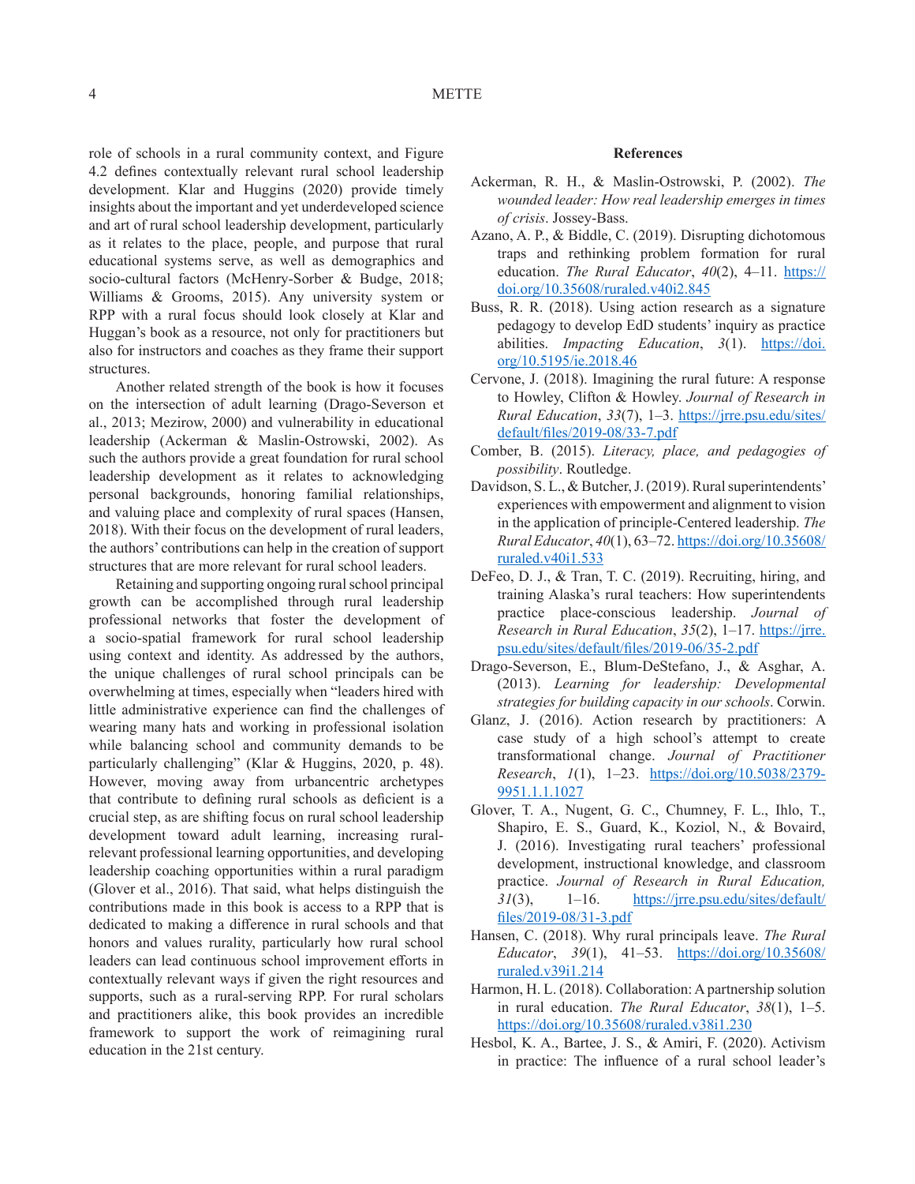role of schools in a rural community context, and Figure 4.2 defines contextually relevant rural school leadership development. Klar and Huggins (2020) provide timely insights about the important and yet underdeveloped science and art of rural school leadership development, particularly as it relates to the place, people, and purpose that rural educational systems serve, as well as demographics and socio-cultural factors (McHenry-Sorber & Budge, 2018; Williams & Grooms, 2015). Any university system or RPP with a rural focus should look closely at Klar and Huggan's book as a resource, not only for practitioners but also for instructors and coaches as they frame their support structures.

Another related strength of the book is how it focuses on the intersection of adult learning (Drago-Severson et al., 2013; Mezirow, 2000) and vulnerability in educational leadership (Ackerman & Maslin-Ostrowski, 2002). As such the authors provide a great foundation for rural school leadership development as it relates to acknowledging personal backgrounds, honoring familial relationships, and valuing place and complexity of rural spaces (Hansen, 2018). With their focus on the development of rural leaders, the authors' contributions can help in the creation of support structures that are more relevant for rural school leaders.

Retaining and supporting ongoing rural school principal growth can be accomplished through rural leadership professional networks that foster the development of a socio-spatial framework for rural school leadership using context and identity. As addressed by the authors, the unique challenges of rural school principals can be overwhelming at times, especially when "leaders hired with little administrative experience can find the challenges of wearing many hats and working in professional isolation while balancing school and community demands to be particularly challenging" (Klar & Huggins, 2020, p. 48). However, moving away from urbancentric archetypes that contribute to defining rural schools as deficient is a crucial step, as are shifting focus on rural school leadership development toward adult learning, increasing rural-relevant professional learning opportunities, and developing leadership coaching opportunities within a rural paradigm (Glover et al., 2016). That said, what helps distinguish the contributions made in this book is access to a RPP that is dedicated to making a difference in rural schools and that honors and values rurality, particularly how rural school leaders can lead continuous school improvement efforts in contextually relevant ways if given the right resources and supports, such as a rural-serving RPP. For rural scholars and practitioners alike, this book provides an incredible framework to support the work of reimagining rural education in the 21st century.

## References

Ackerman, R. H., & Maslin-Ostrowski, P. (2002). *The wounded leader: How real leadership emerges in times of crisis*. Jossey-Bass.

Azano, A. P., & Biddle, C. (2019). Disrupting dichotomous traps and rethinking problem formation for rural education. *The Rural Educator*, *40*(2), 4–11. https://doi.org/10.35608/ruraled.v40i2.845

Buss, R. R. (2018). Using action research as a signature pedagogy to develop EdD students' inquiry as practice abilities. *Impacting Education*, *3*(1). https://doi.org/10.5195/ie.2018.46

Cervone, J. (2018). Imagining the rural future: A response to Howley, Clifton & Howley. *Journal of Research in Rural Education*, *33*(7), 1–3. https://jrre.psu.edu/sites/default/files/2019-08/33-7.pdf

Comber, B. (2015). *Literacy, place, and pedagogies of possibility*. Routledge.

Davidson, S. L., & Butcher, J. (2019). Rural superintendents' experiences with empowerment and alignment to vision in the application of principle-Centered leadership. *The Rural Educator*, *40*(1), 63–72. https://doi.org/10.35608/ruraled.v40i1.533

DeFeo, D. J., & Tran, T. C. (2019). Recruiting, hiring, and training Alaska's rural teachers: How superintendents practice place-conscious leadership. *Journal of Research in Rural Education*, *35*(2), 1–17. https://jrre.psu.edu/sites/default/files/2019-06/35-2.pdf

Drago-Severson, E., Blum-DeStefano, J., & Asghar, A. (2013). *Learning for leadership: Developmental strategies for building capacity in our schools*. Corwin.

Glanz, J. (2016). Action research by practitioners: A case study of a high school's attempt to create transformational change. *Journal of Practitioner Research*, *1*(1), 1–23. https://doi.org/10.5038/2379-9951.1.1.1027

Glover, T. A., Nugent, G. C., Chumney, F. L., Ihlo, T., Shapiro, E. S., Guard, K., Koziol, N., & Bovaird, J. (2016). Investigating rural teachers' professional development, instructional knowledge, and classroom practice. *Journal of Research in Rural Education, 31*(3), 1–16. https://jrre.psu.edu/sites/default/files/2019-08/31-3.pdf

Hansen, C. (2018). Why rural principals leave. *The Rural Educator*, *39*(1), 41–53. https://doi.org/10.35608/ruraled.v39i1.214

Harmon, H. L. (2018). Collaboration: A partnership solution in rural education. *The Rural Educator*, *38*(1), 1–5. https://doi.org/10.35608/ruraled.v38i1.230

Hesbol, K. A., Bartee, J. S., & Amiri, F. (2020). Activism in practice: The influence of a rural school leader's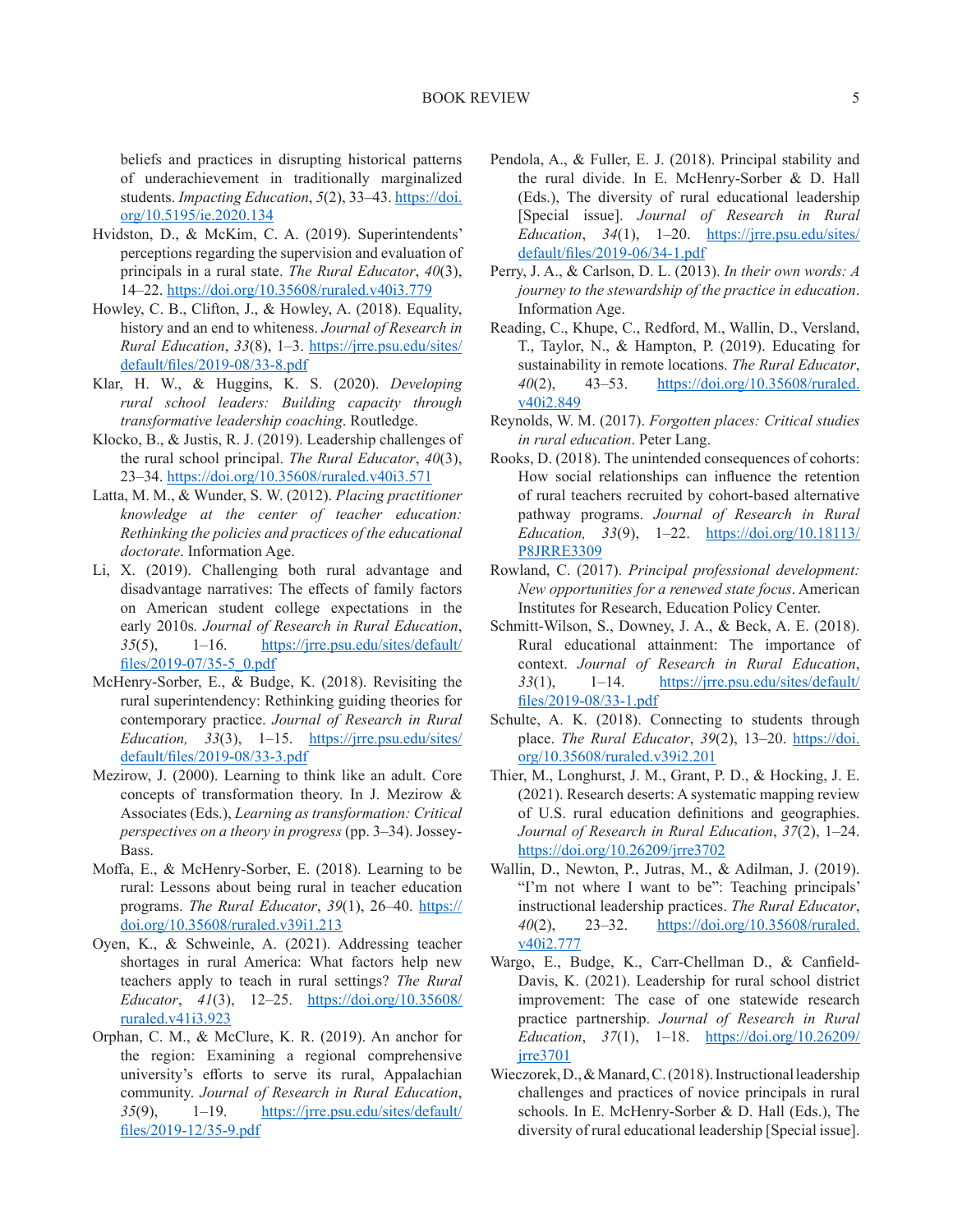beliefs and practices in disrupting historical patterns of underachievement in traditionally marginalized students. *Impacting Education*, *5*(2), 33–43. https://doi.org/10.5195/ie.2020.134

Hvidston, D., & McKim, C. A. (2019). Superintendents' perceptions regarding the supervision and evaluation of principals in a rural state. *The Rural Educator*, *40*(3), 14–22. https://doi.org/10.35608/ruraled.v40i3.779

Howley, C. B., Clifton, J., & Howley, A. (2018). Equality, history and an end to whiteness. *Journal of Research in Rural Education*, *33*(8), 1–3. https://jrre.psu.edu/sites/default/files/2019-08/33-8.pdf

Klar, H. W., & Huggins, K. S. (2020). *Developing rural school leaders: Building capacity through transformative leadership coaching*. Routledge.

Klocko, B., & Justis, R. J. (2019). Leadership challenges of the rural school principal. *The Rural Educator*, *40*(3), 23–34. https://doi.org/10.35608/ruraled.v40i3.571

Latta, M. M., & Wunder, S. W. (2012). *Placing practitioner knowledge at the center of teacher education: Rethinking the policies and practices of the educational doctorate*. Information Age.

Li, X. (2019). Challenging both rural advantage and disadvantage narratives: The effects of family factors on American student college expectations in the early 2010s. *Journal of Research in Rural Education*, *35*(5), 1–16. https://jrre.psu.edu/sites/default/files/2019-07/35-5_0.pdf

McHenry-Sorber, E., & Budge, K. (2018). Revisiting the rural superintendency: Rethinking guiding theories for contemporary practice. *Journal of Research in Rural Education, 33*(3), 1–15. https://jrre.psu.edu/sites/default/files/2019-08/33-3.pdf

Mezirow, J. (2000). Learning to think like an adult. Core concepts of transformation theory. In J. Mezirow & Associates (Eds.), *Learning as transformation: Critical perspectives on a theory in progress* (pp. 3–34). Jossey-Bass.

Moffa, E., & McHenry-Sorber, E. (2018). Learning to be rural: Lessons about being rural in teacher education programs. *The Rural Educator*, *39*(1), 26–40. https://doi.org/10.35608/ruraled.v39i1.213

Oyen, K., & Schweinle, A. (2021). Addressing teacher shortages in rural America: What factors help new teachers apply to teach in rural settings? *The Rural Educator*, *41*(3), 12–25. https://doi.org/10.35608/ruraled.v41i3.923

Orphan, C. M., & McClure, K. R. (2019). An anchor for the region: Examining a regional comprehensive university's efforts to serve its rural, Appalachian community. *Journal of Research in Rural Education*, *35*(9), 1–19. https://jrre.psu.edu/sites/default/files/2019-12/35-9.pdf

Pendola, A., & Fuller, E. J. (2018). Principal stability and the rural divide. In E. McHenry-Sorber & D. Hall (Eds.), The diversity of rural educational leadership [Special issue]. *Journal of Research in Rural Education*, *34*(1), 1–20. https://jrre.psu.edu/sites/default/files/2019-06/34-1.pdf

Perry, J. A., & Carlson, D. L. (2013). *In their own words: A journey to the stewardship of the practice in education*. Information Age.

Reading, C., Khupe, C., Redford, M., Wallin, D., Versland, T., Taylor, N., & Hampton, P. (2019). Educating for sustainability in remote locations. *The Rural Educator*, *40*(2), 43–53. https://doi.org/10.35608/ruraled.v40i2.849

Reynolds, W. M. (2017). *Forgotten places: Critical studies in rural education*. Peter Lang.

Rooks, D. (2018). The unintended consequences of cohorts: How social relationships can influence the retention of rural teachers recruited by cohort-based alternative pathway programs. *Journal of Research in Rural Education, 33*(9), 1–22. https://doi.org/10.18113/P8JRRE3309

Rowland, C. (2017). *Principal professional development: New opportunities for a renewed state focus*. American Institutes for Research, Education Policy Center.

Schmitt-Wilson, S., Downey, J. A., & Beck, A. E. (2018). Rural educational attainment: The importance of context. *Journal of Research in Rural Education*, *33*(1), 1–14. https://jrre.psu.edu/sites/default/files/2019-08/33-1.pdf

Schulte, A. K. (2018). Connecting to students through place. *The Rural Educator*, *39*(2), 13–20. https://doi.org/10.35608/ruraled.v39i2.201

Thier, M., Longhurst, J. M., Grant, P. D., & Hocking, J. E. (2021). Research deserts: A systematic mapping review of U.S. rural education definitions and geographies. *Journal of Research in Rural Education*, *37*(2), 1–24. https://doi.org/10.26209/jrre3702

Wallin, D., Newton, P., Jutras, M., & Adilman, J. (2019). "I'm not where I want to be": Teaching principals' instructional leadership practices. *The Rural Educator*, *40*(2), 23–32. https://doi.org/10.35608/ruraled.v40i2.777

Wargo, E., Budge, K., Carr-Chellman D., & Canfield-Davis, K. (2021). Leadership for rural school district improvement: The case of one statewide research practice partnership. *Journal of Research in Rural Education*, *37*(1), 1–18. https://doi.org/10.26209/jrre3701

Wieczorek, D., & Manard, C. (2018). Instructional leadership challenges and practices of novice principals in rural schools. In E. McHenry-Sorber & D. Hall (Eds.), The diversity of rural educational leadership [Special issue].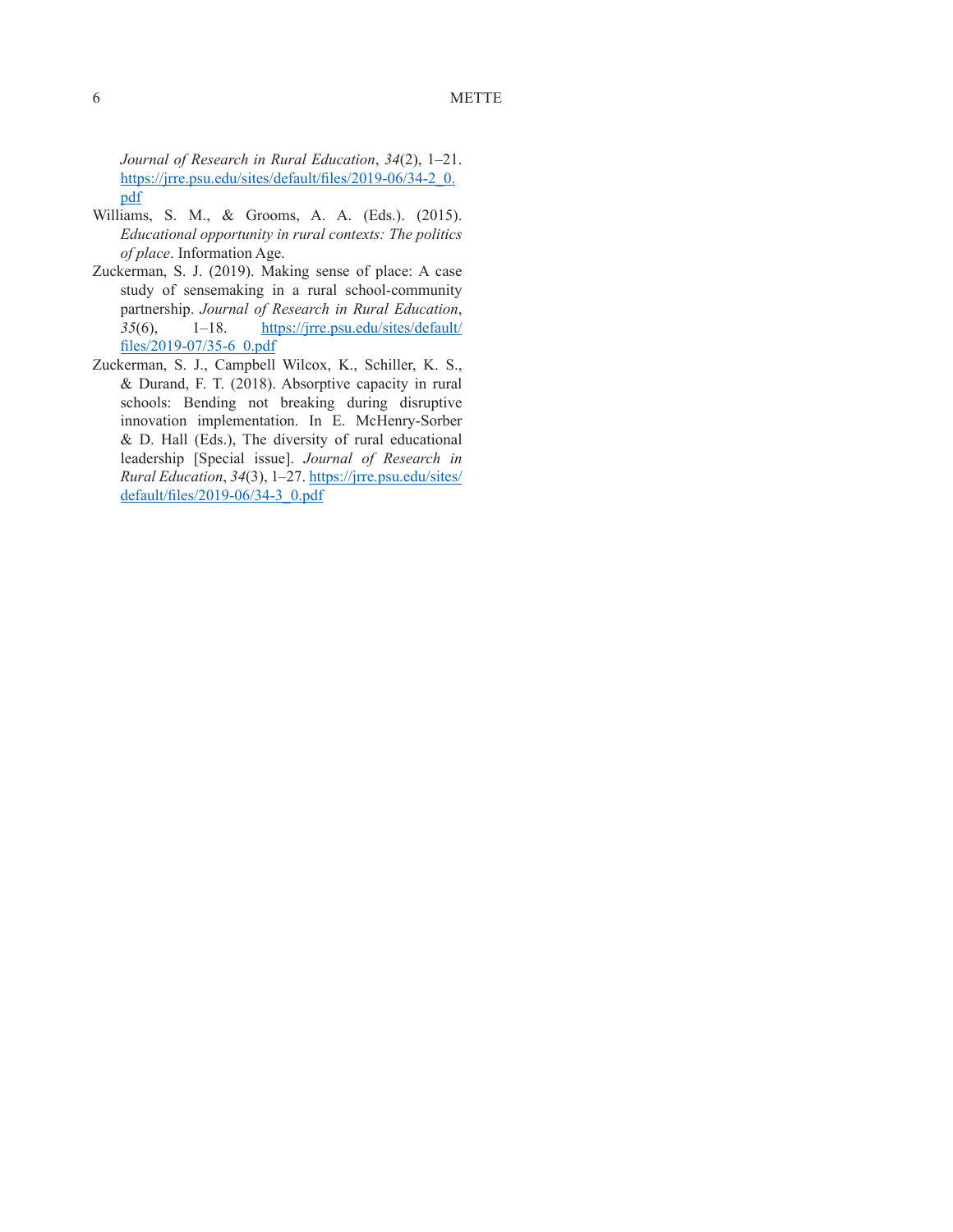*Journal of Research in Rural Education*, *34*(2), 1–21. https://jrre.psu.edu/sites/default/files/2019-06/34-2_0.pdf

Williams, S. M., & Grooms, A. A. (Eds.). (2015). *Educational opportunity in rural contexts: The politics of place*. Information Age.

Zuckerman, S. J. (2019). Making sense of place: A case study of sensemaking in a rural school-community partnership. *Journal of Research in Rural Education*, *35*(6), 1–18. https://jrre.psu.edu/sites/default/files/2019-07/35-6_0.pdf

Zuckerman, S. J., Campbell Wilcox, K., Schiller, K. S., & Durand, F. T. (2018). Absorptive capacity in rural schools: Bending not breaking during disruptive innovation implementation. In E. McHenry-Sorber & D. Hall (Eds.), The diversity of rural educational leadership [Special issue]. *Journal of Research in Rural Education*, *34*(3), 1–27. https://jrre.psu.edu/sites/default/files/2019-06/34-3_0.pdf